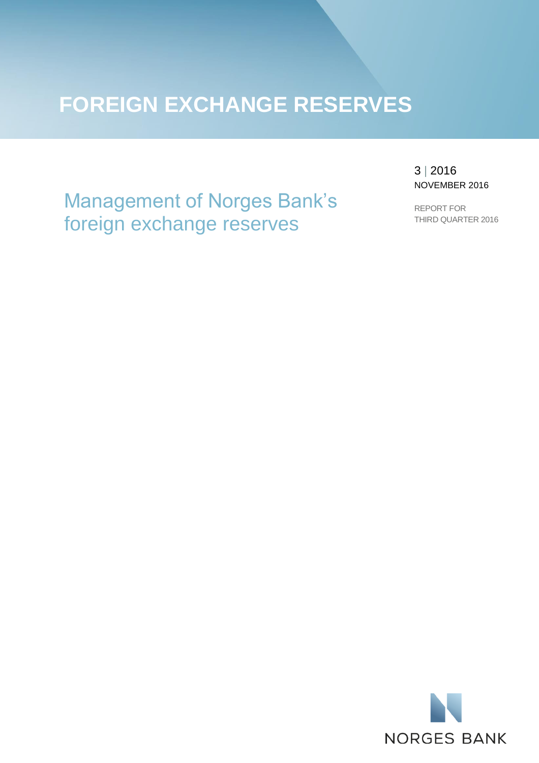# FOREIGN EXCHANGE RESERVES

3 | 2016
NOVEMBER 2016

## Management of Norges Bank's foreign exchange reserves

REPORT FOR
THIRD QUARTER 2016

NORGES BANK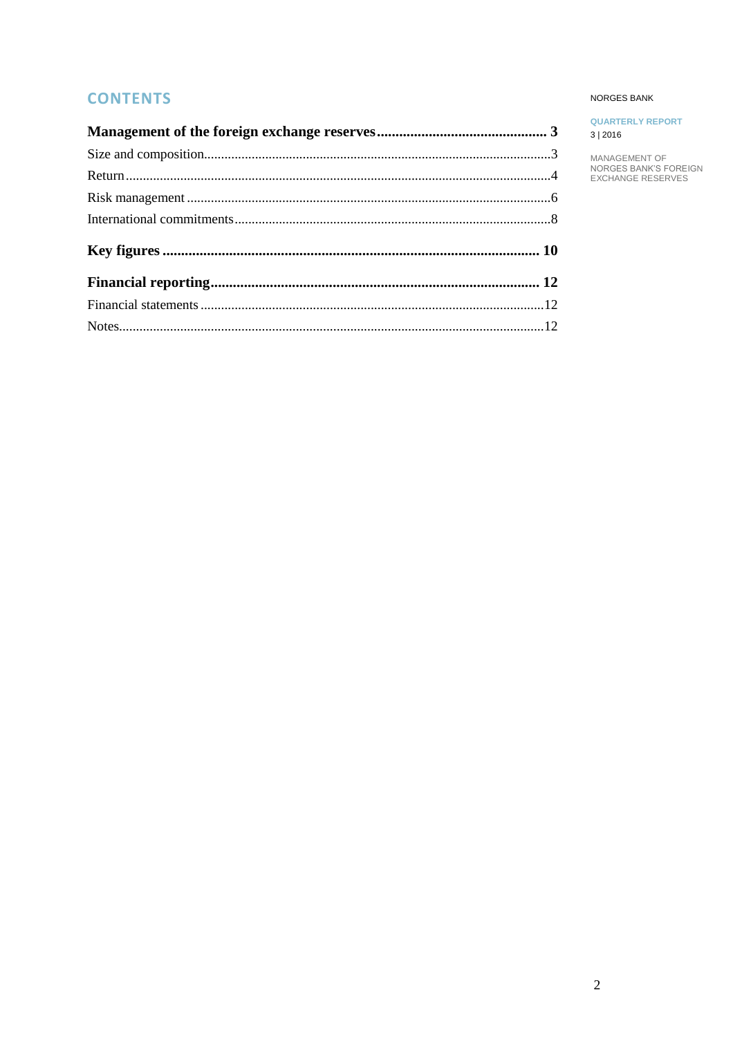# CONTENTS

**Management of the foreign exchange reserves** .......... **3**

Size and composition .......... 3

Return .......... 4

Risk management .......... 6

International commitments .......... 8

**Key figures** .......... **10**

**Financial reporting** .......... **12**

Financial statements .......... 12

Notes .......... 12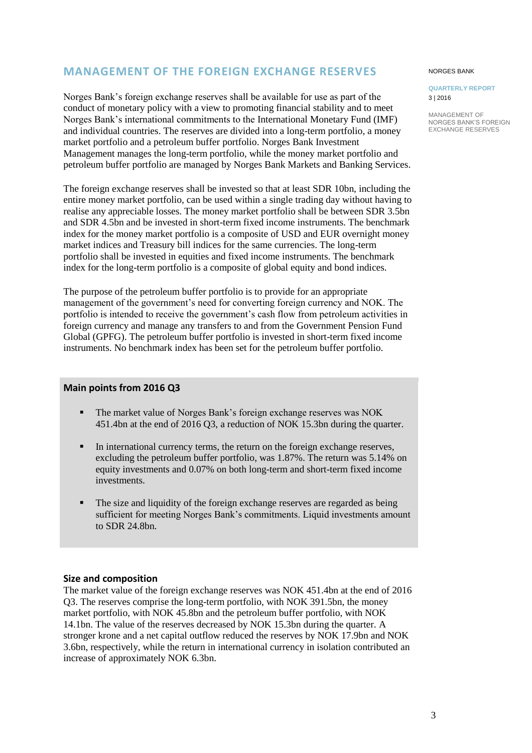## MANAGEMENT OF THE FOREIGN EXCHANGE RESERVES

Norges Bank's foreign exchange reserves shall be available for use as part of the conduct of monetary policy with a view to promoting financial stability and to meet Norges Bank's international commitments to the International Monetary Fund (IMF) and individual countries. The reserves are divided into a long-term portfolio, a money market portfolio and a petroleum buffer portfolio. Norges Bank Investment Management manages the long-term portfolio, while the money market portfolio and petroleum buffer portfolio are managed by Norges Bank Markets and Banking Services.

The foreign exchange reserves shall be invested so that at least SDR 10bn, including the entire money market portfolio, can be used within a single trading day without having to realise any appreciable losses. The money market portfolio shall be between SDR 3.5bn and SDR 4.5bn and be invested in short-term fixed income instruments. The benchmark index for the money market portfolio is a composite of USD and EUR overnight money market indices and Treasury bill indices for the same currencies. The long-term portfolio shall be invested in equities and fixed income instruments. The benchmark index for the long-term portfolio is a composite of global equity and bond indices.

The purpose of the petroleum buffer portfolio is to provide for an appropriate management of the government's need for converting foreign currency and NOK. The portfolio is intended to receive the government's cash flow from petroleum activities in foreign currency and manage any transfers to and from the Government Pension Fund Global (GPFG). The petroleum buffer portfolio is invested in short-term fixed income instruments. No benchmark index has been set for the petroleum buffer portfolio.

### Main points from 2016 Q3

- The market value of Norges Bank's foreign exchange reserves was NOK 451.4bn at the end of 2016 Q3, a reduction of NOK 15.3bn during the quarter.
- In international currency terms, the return on the foreign exchange reserves, excluding the petroleum buffer portfolio, was 1.87%. The return was 5.14% on equity investments and 0.07% on both long-term and short-term fixed income investments.
- The size and liquidity of the foreign exchange reserves are regarded as being sufficient for meeting Norges Bank's commitments. Liquid investments amount to SDR 24.8bn.

### Size and composition

The market value of the foreign exchange reserves was NOK 451.4bn at the end of 2016 Q3. The reserves comprise the long-term portfolio, with NOK 391.5bn, the money market portfolio, with NOK 45.8bn and the petroleum buffer portfolio, with NOK 14.1bn. The value of the reserves decreased by NOK 15.3bn during the quarter. A stronger krone and a net capital outflow reduced the reserves by NOK 17.9bn and NOK 3.6bn, respectively, while the return in international currency in isolation contributed an increase of approximately NOK 6.3bn.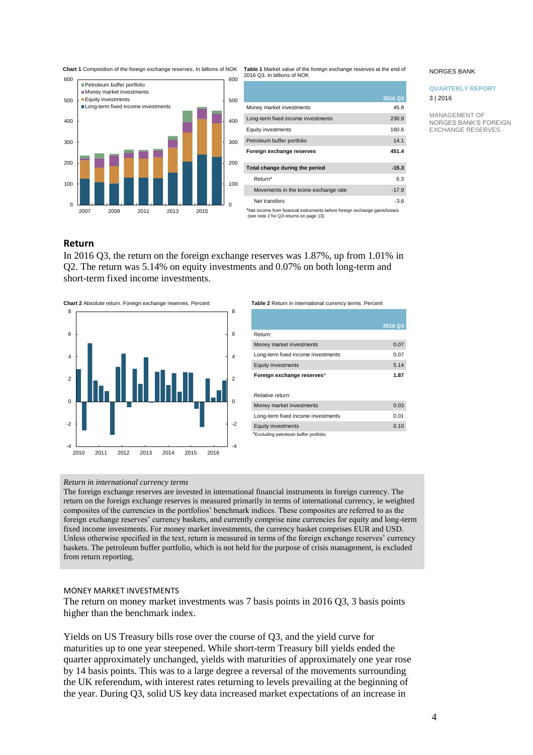**Chart 1** Composition of the foreign exchange reserves. In billions of NOK

**Table 1** Market value of the foreign exchange reserves at the end of 2016 Q3. In billions of NOK

| | 2016 Q3 |
|---|---|
| Money market investments | 45.8 |
| Long-term fixed income investments | 230.9 |
| Equity investments | 160.6 |
| Petroleum buffer portfolio | 14.1 |
| **Foreign exchange reserves** | **451.4** |
| | |
| **Total change during the period** | **-15.3** |
| Return* | 6.3 |
| Movements in the krone exchange rate | -17.9 |
| Net transfers | -3.6 |

*Net income from financial instruments before foreign exchange gains/losses (see note 2 for Q3 returns on page 13).

## Return

In 2016 Q3, the return on the foreign exchange reserves was 1.87%, up from 1.01% in Q2. The return was 5.14% on equity investments and 0.07% on both long-term and short-term fixed income investments.

**Chart 2** Absolute return. Foreign exchange reserves. Percent

**Table 2** Return in international currency terms. Percent

| | 2016 Q3 |
|---|---|
| *Return:* | |
| Money market investments | 0.07 |
| Long-term fixed income investments | 0.07 |
| Equity investments | 5.14 |
| **Foreign exchange reserves*** | **1.87** |
| | |
| *Relative return:* | |
| Money market investments | 0.03 |
| Long-term fixed income investments | 0.01 |
| Equity investments | 0.10 |

*Excluding petroleum buffer portfolio.

*Return in international currency terms*

The foreign exchange reserves are invested in international financial instruments in foreign currency. The return on the foreign exchange reserves is measured primarily in terms of international currency, ie weighted composites of the currencies in the portfolios' benchmark indices. These composites are referred to as the foreign exchange reserves' currency baskets, and currently comprise nine currencies for equity and long-term fixed income investments. For money market investments, the currency basket comprises EUR and USD. Unless otherwise specified in the text, return is measured in terms of the foreign exchange reserves' currency baskets. The petroleum buffer portfolio, which is not held for the purpose of crisis management, is excluded from return reporting.

### MONEY MARKET INVESTMENTS

The return on money market investments was 7 basis points in 2016 Q3, 3 basis points higher than the benchmark index.

Yields on US Treasury bills rose over the course of Q3, and the yield curve for maturities up to one year steepened. While short-term Treasury bill yields ended the quarter approximately unchanged, yields with maturities of approximately one year rose by 14 basis points. This was to a large degree a reversal of the movements surrounding the UK referendum, with interest rates returning to levels prevailing at the beginning of the year. During Q3, solid US key data increased market expectations of an increase in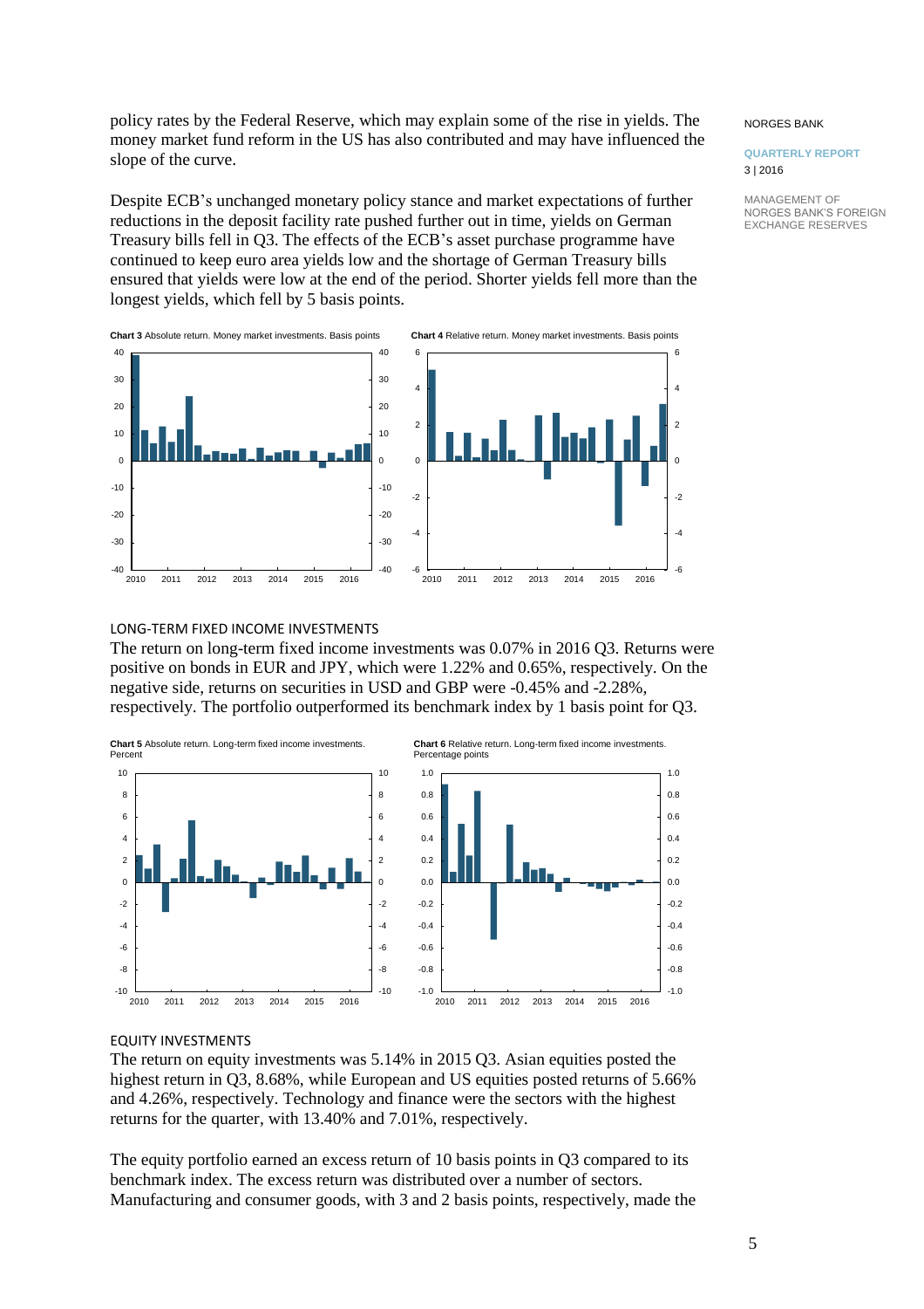policy rates by the Federal Reserve, which may explain some of the rise in yields. The money market fund reform in the US has also contributed and may have influenced the slope of the curve.

Despite ECB's unchanged monetary policy stance and market expectations of further reductions in the deposit facility rate pushed further out in time, yields on German Treasury bills fell in Q3. The effects of the ECB's asset purchase programme have continued to keep euro area yields low and the shortage of German Treasury bills ensured that yields were low at the end of the period. Shorter yields fell more than the longest yields, which fell by 5 basis points.

**Chart 3** Absolute return. Money market investments. Basis points

**Chart 4** Relative return. Money market investments. Basis points

## LONG-TERM FIXED INCOME INVESTMENTS

The return on long-term fixed income investments was 0.07% in 2016 Q3. Returns were positive on bonds in EUR and JPY, which were 1.22% and 0.65%, respectively. On the negative side, returns on securities in USD and GBP were -0.45% and -2.28%, respectively. The portfolio outperformed its benchmark index by 1 basis point for Q3.

**Chart 5** Absolute return. Long-term fixed income investments. Percent

**Chart 6** Relative return. Long-term fixed income investments. Percentage points

## EQUITY INVESTMENTS

The return on equity investments was 5.14% in 2015 Q3. Asian equities posted the highest return in Q3, 8.68%, while European and US equities posted returns of 5.66% and 4.26%, respectively. Technology and finance were the sectors with the highest returns for the quarter, with 13.40% and 7.01%, respectively.

The equity portfolio earned an excess return of 10 basis points in Q3 compared to its benchmark index. The excess return was distributed over a number of sectors. Manufacturing and consumer goods, with 3 and 2 basis points, respectively, made the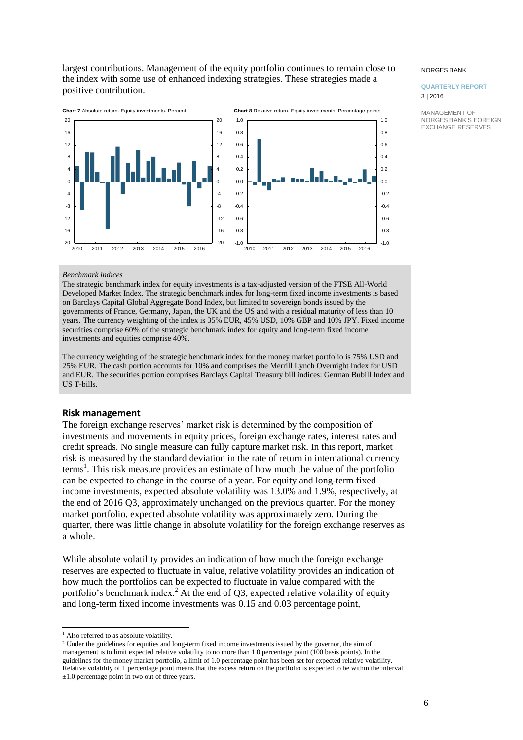largest contributions. Management of the equity portfolio continues to remain close to the index with some use of enhanced indexing strategies. These strategies made a positive contribution.

**Chart 7** Absolute return. Equity investments. Percent

**Chart 8** Relative return. Equity investments. Percentage points

*Benchmark indices*

The strategic benchmark index for equity investments is a tax-adjusted version of the FTSE All-World Developed Market Index. The strategic benchmark index for long-term fixed income investments is based on Barclays Capital Global Aggregate Bond Index, but limited to sovereign bonds issued by the governments of France, Germany, Japan, the UK and the US and with a residual maturity of less than 10 years. The currency weighting of the index is 35% EUR, 45% USD, 10% GBP and 10% JPY. Fixed income securities comprise 60% of the strategic benchmark index for equity and long-term fixed income investments and equities comprise 40%.

The currency weighting of the strategic benchmark index for the money market portfolio is 75% USD and 25% EUR. The cash portion accounts for 10% and comprises the Merrill Lynch Overnight Index for USD and EUR. The securities portion comprises Barclays Capital Treasury bill indices: German Bubill Index and US T-bills.

## Risk management

The foreign exchange reserves' market risk is determined by the composition of investments and movements in equity prices, foreign exchange rates, interest rates and credit spreads. No single measure can fully capture market risk. In this report, market risk is measured by the standard deviation in the rate of return in international currency terms[1]. This risk measure provides an estimate of how much the value of the portfolio can be expected to change in the course of a year. For equity and long-term fixed income investments, expected absolute volatility was 13.0% and 1.9%, respectively, at the end of 2016 Q3, approximately unchanged on the previous quarter. For the money market portfolio, expected absolute volatility was approximately zero. During the quarter, there was little change in absolute volatility for the foreign exchange reserves as a whole.

While absolute volatility provides an indication of how much the foreign exchange reserves are expected to fluctuate in value, relative volatility provides an indication of how much the portfolios can be expected to fluctuate in value compared with the portfolio's benchmark index.[2] At the end of Q3, expected relative volatility of equity and long-term fixed income investments was 0.15 and 0.03 percentage point,

---

[1] Also referred to as absolute volatility.

[2] Under the guidelines for equities and long-term fixed income investments issued by the governor, the aim of management is to limit expected relative volatility to no more than 1.0 percentage point (100 basis points). In the guidelines for the money market portfolio, a limit of 1.0 percentage point has been set for expected relative volatility. Relative volatility of 1 percentage point means that the excess return on the portfolio is expected to be within the interval ±1.0 percentage point in two out of three years.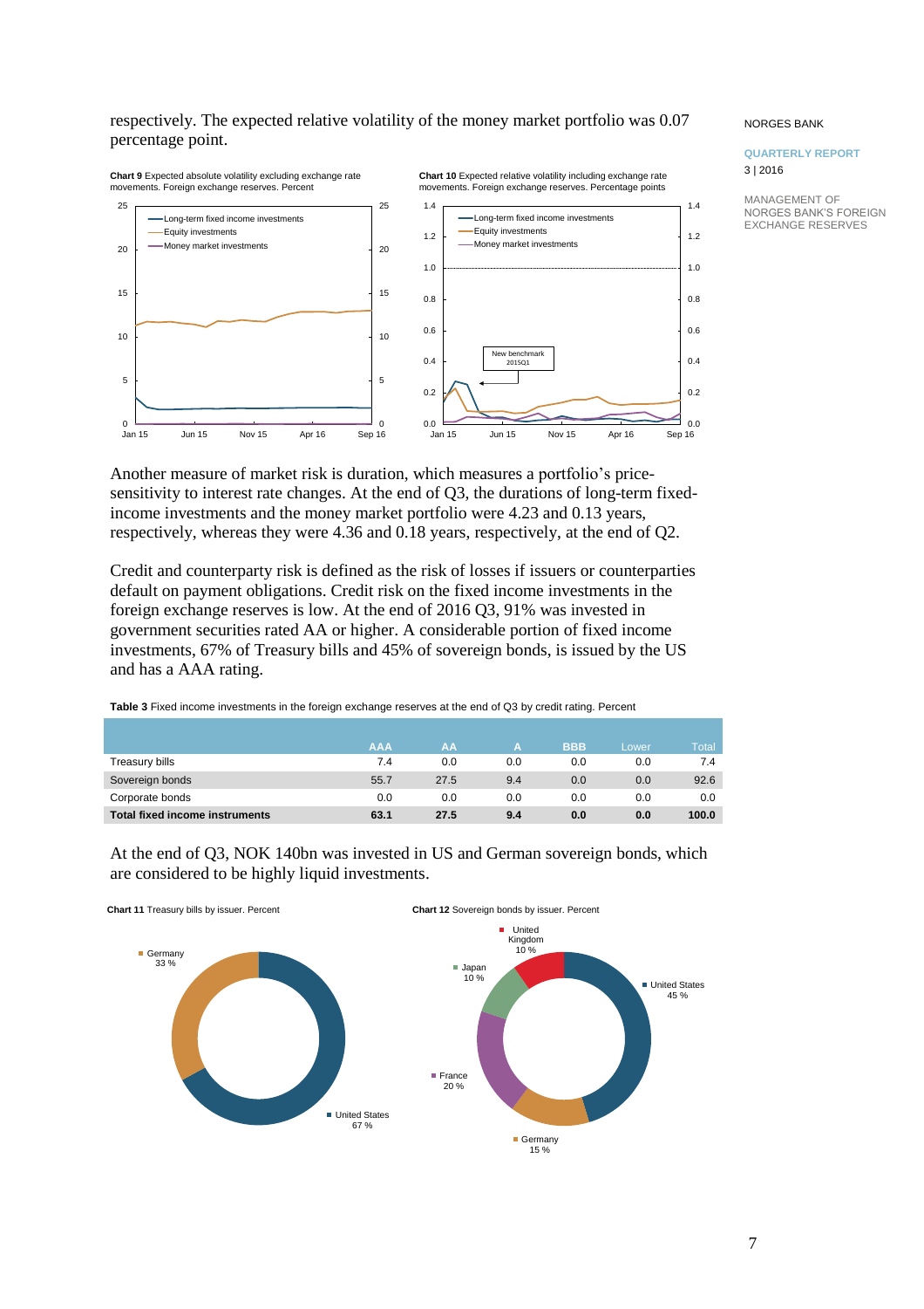respectively. The expected relative volatility of the money market portfolio was 0.07 percentage point.

**Chart 9** Expected absolute volatility excluding exchange rate movements. Foreign exchange reserves. Percent

**Chart 10** Expected relative volatility including exchange rate movements. Foreign exchange reserves. Percentage points

Another measure of market risk is duration, which measures a portfolio's price-sensitivity to interest rate changes. At the end of Q3, the durations of long-term fixed-income investments and the money market portfolio were 4.23 and 0.13 years, respectively, whereas they were 4.36 and 0.18 years, respectively, at the end of Q2.

Credit and counterparty risk is defined as the risk of losses if issuers or counterparties default on payment obligations. Credit risk on the fixed income investments in the foreign exchange reserves is low. At the end of 2016 Q3, 91% was invested in government securities rated AA or higher. A considerable portion of fixed income investments, 67% of Treasury bills and 45% of sovereign bonds, is issued by the US and has a AAA rating.

**Table 3** Fixed income investments in the foreign exchange reserves at the end of Q3 by credit rating. Percent

| | AAA | AA | A | BBB | Lower | Total |
|---|---|---|---|---|---|---|
| Treasury bills | 7.4 | 0.0 | 0.0 | 0.0 | 0.0 | 7.4 |
| Sovereign bonds | 55.7 | 27.5 | 9.4 | 0.0 | 0.0 | 92.6 |
| Corporate bonds | 0.0 | 0.0 | 0.0 | 0.0 | 0.0 | 0.0 |
| **Total fixed income instruments** | **63.1** | **27.5** | **9.4** | **0.0** | **0.0** | **100.0** |

At the end of Q3, NOK 140bn was invested in US and German sovereign bonds, which are considered to be highly liquid investments.

**Chart 11** Treasury bills by issuer. Percent

**Chart 12** Sovereign bonds by issuer. Percent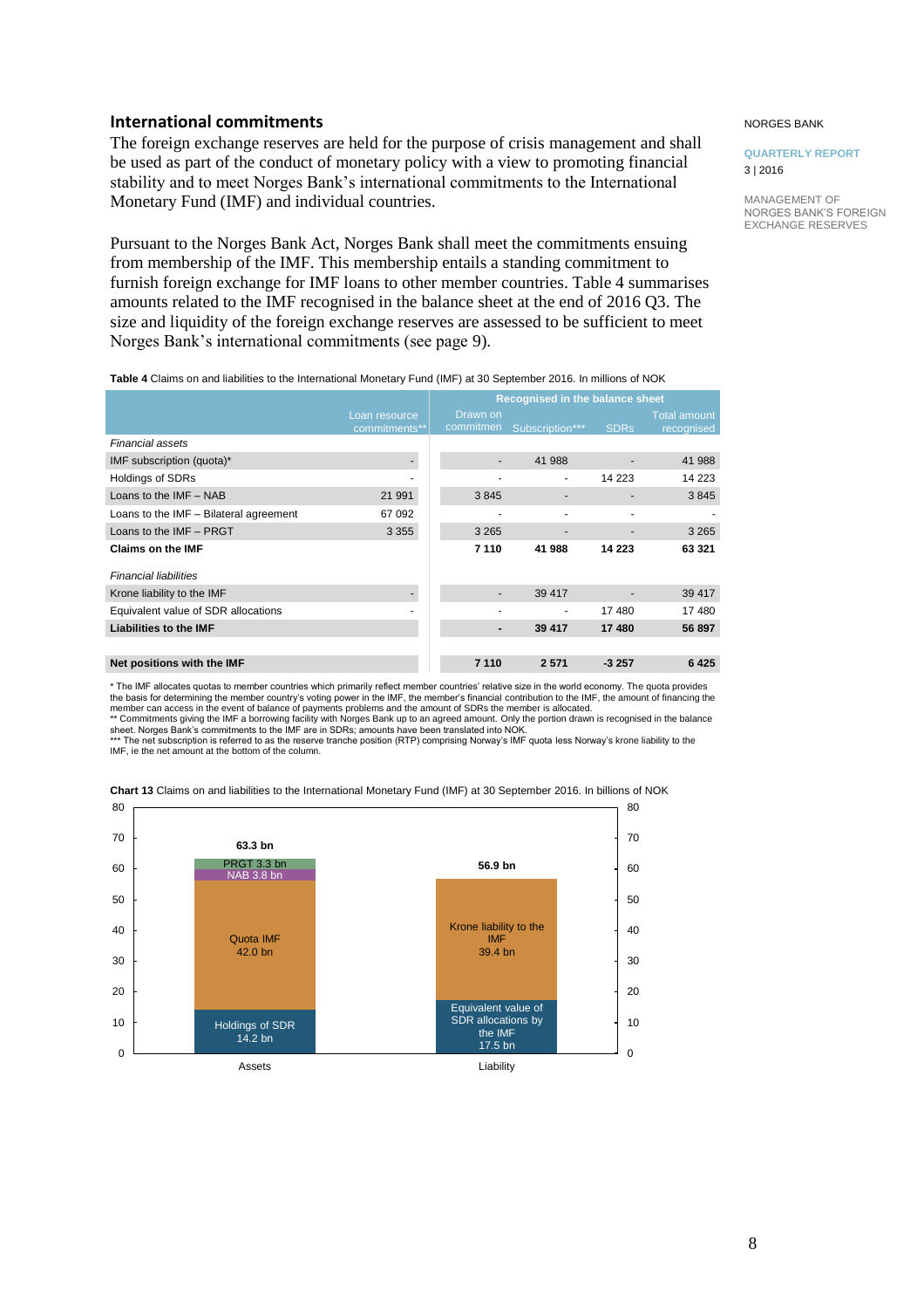## International commitments

The foreign exchange reserves are held for the purpose of crisis management and shall be used as part of the conduct of monetary policy with a view to promoting financial stability and to meet Norges Bank's international commitments to the International Monetary Fund (IMF) and individual countries.

Pursuant to the Norges Bank Act, Norges Bank shall meet the commitments ensuing from membership of the IMF. This membership entails a standing commitment to furnish foreign exchange for IMF loans to other member countries. Table 4 summarises amounts related to the IMF recognised in the balance sheet at the end of 2016 Q3. The size and liquidity of the foreign exchange reserves are assessed to be sufficient to meet Norges Bank's international commitments (see page 9).

**Table 4** Claims on and liabilities to the International Monetary Fund (IMF) at 30 September 2016. In millions of NOK

| | | Recognised in the balance sheet | | | |
|---|---|---|---|---|---|
| | Loan resource commitments** | Drawn on commitmen | Subscription*** | SDRs | Total amount recognised |
| *Financial assets* | | | | | |
| IMF subscription (quota)* | - | - | 41 988 | - | 41 988 |
| Holdings of SDRs | - | - | - | 14 223 | 14 223 |
| Loans to the IMF – NAB | 21 991 | 3 845 | - | - | 3 845 |
| Loans to the IMF – Bilateral agreement | 67 092 | - | - | - | - |
| Loans to the IMF – PRGT | 3 355 | 3 265 | - | - | 3 265 |
| **Claims on the IMF** | | **7 110** | **41 988** | **14 223** | **63 321** |
| *Financial liabilities* | | | | | |
| Krone liability to the IMF | - | - | 39 417 | - | 39 417 |
| Equivalent value of SDR allocations | - | - | - | 17 480 | 17 480 |
| **Liabilities to the IMF** | | **-** | **39 417** | **17 480** | **56 897** |
| **Net positions with the IMF** | | **7 110** | **2 571** | **-3 257** | **6 425** |

\* The IMF allocates quotas to member countries which primarily reflect member countries' relative size in the world economy. The quota provides the basis for determining the member country's voting power in the IMF, the member's financial contribution to the IMF, the amount of financing the member can access in the event of balance of payments problems and the amount of SDRs the member is allocated.
** Commitments giving the IMF a borrowing facility with Norges Bank up to an agreed amount. Only the portion drawn is recognised in the balance sheet. Norges Bank's commitments to the IMF are in SDRs; amounts have been translated into NOK.
*** The net subscription is referred to as the reserve tranche position (RTP) comprising Norway's IMF quota less Norway's krone liability to the IMF, ie the net amount at the bottom of the column.

**Chart 13** Claims on and liabilities to the International Monetary Fund (IMF) at 30 September 2016. In billions of NOK

| | Assets | Liability |
|---|---|---|
| Total | 63.3 bn | 56.9 bn |
| | Holdings of SDR 14.2 bn | Equivalent value of SDR allocations by the IMF 17.5 bn |
| | Quota IMF 42.0 bn | Krone liability to the IMF 39.4 bn |
| | NAB 3.8 bn | |
| | PRGT 3.3 bn | |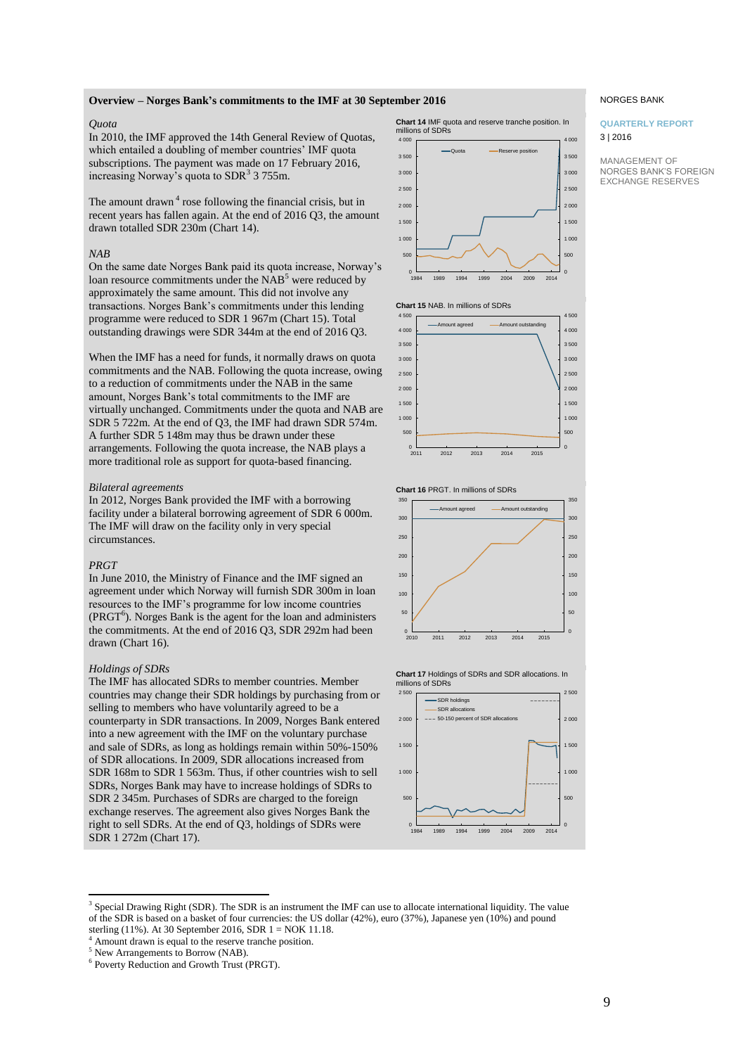## Overview – Norges Bank's commitments to the IMF at 30 September 2016

*Quota*

In 2010, the IMF approved the 14th General Review of Quotas, which entailed a doubling of member countries' IMF quota subscriptions. The payment was made on 17 February 2016, increasing Norway's quota to SDR[3] 3 755m.

The amount drawn[4] rose following the financial crisis, but in recent years has fallen again. At the end of 2016 Q3, the amount drawn totalled SDR 230m (Chart 14).

*NAB*

On the same date Norges Bank paid its quota increase, Norway's loan resource commitments under the NAB[5] were reduced by approximately the same amount. This did not involve any transactions. Norges Bank's commitments under this lending programme were reduced to SDR 1 967m (Chart 15). Total outstanding drawings were SDR 344m at the end of 2016 Q3.

When the IMF has a need for funds, it normally draws on quota commitments and the NAB. Following the quota increase, owing to a reduction of commitments under the NAB in the same amount, Norges Bank's total commitments to the IMF are virtually unchanged. Commitments under the quota and NAB are SDR 5 722m. At the end of Q3, the IMF had drawn SDR 574m. A further SDR 5 148m may thus be drawn under these arrangements. Following the quota increase, the NAB plays a more traditional role as support for quota-based financing.

*Bilateral agreements*

In 2012, Norges Bank provided the IMF with a borrowing facility under a bilateral borrowing agreement of SDR 6 000m. The IMF will draw on the facility only in very special circumstances.

*PRGT*

In June 2010, the Ministry of Finance and the IMF signed an agreement under which Norway will furnish SDR 300m in loan resources to the IMF's programme for low income countries (PRGT[6]). Norges Bank is the agent for the loan and administers the commitments. At the end of 2016 Q3, SDR 292m had been drawn (Chart 16).

*Holdings of SDRs*

The IMF has allocated SDRs to member countries. Member countries may change their SDR holdings by purchasing from or selling to members who have voluntarily agreed to be a counterparty in SDR transactions. In 2009, Norges Bank entered into a new agreement with the IMF on the voluntary purchase and sale of SDRs, as long as holdings remain within 50%-150% of SDR allocations. In 2009, SDR allocations increased from SDR 168m to SDR 1 563m. Thus, if other countries wish to sell SDRs, Norges Bank may have to increase holdings of SDRs to SDR 2 345m. Purchases of SDRs are charged to the foreign exchange reserves. The agreement also gives Norges Bank the right to sell SDRs. At the end of Q3, holdings of SDRs were SDR 1 272m (Chart 17).

**Chart 14** IMF quota and reserve tranche position. In millions of SDRs

**Chart 15** NAB. In millions of SDRs

**Chart 16** PRGT. In millions of SDRs

**Chart 17** Holdings of SDRs and SDR allocations. In millions of SDRs

---

[3] Special Drawing Right (SDR). The SDR is an instrument the IMF can use to allocate international liquidity. The value of the SDR is based on a basket of four currencies: the US dollar (42%), euro (37%), Japanese yen (10%) and pound sterling (11%). At 30 September 2016, SDR 1 = NOK 11.18.

[4] Amount drawn is equal to the reserve tranche position.

[5] New Arrangements to Borrow (NAB).

[6] Poverty Reduction and Growth Trust (PRGT).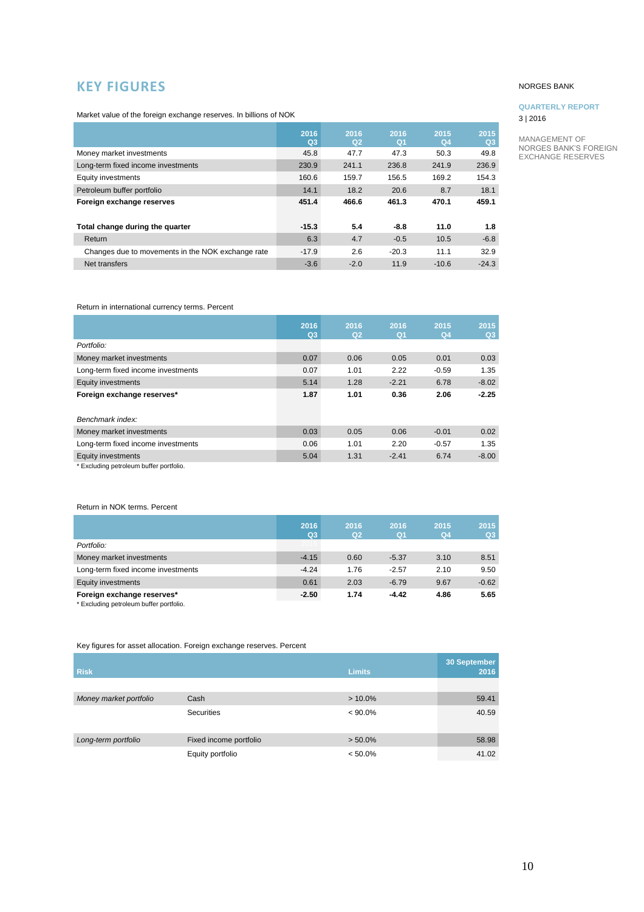# KEY FIGURES

Market value of the foreign exchange reserves. In billions of NOK

| | 2016 Q3 | 2016 Q2 | 2016 Q1 | 2015 Q4 | 2015 Q3 |
|---|---|---|---|---|---|
| Money market investments | 45.8 | 47.7 | 47.3 | 50.3 | 49.8 |
| Long-term fixed income investments | 230.9 | 241.1 | 236.8 | 241.9 | 236.9 |
| Equity investments | 160.6 | 159.7 | 156.5 | 169.2 | 154.3 |
| Petroleum buffer portfolio | 14.1 | 18.2 | 20.6 | 8.7 | 18.1 |
| **Foreign exchange reserves** | **451.4** | **466.6** | **461.3** | **470.1** | **459.1** |
| | | | | | |
| **Total change during the quarter** | **-15.3** | **5.4** | **-8.8** | **11.0** | **1.8** |
| Return | 6.3 | 4.7 | -0.5 | 10.5 | -6.8 |
| Changes due to movements in the NOK exchange rate | -17.9 | 2.6 | -20.3 | 11.1 | 32.9 |
| Net transfers | -3.6 | -2.0 | 11.9 | -10.6 | -24.3 |

Return in international currency terms. Percent

| | 2016 Q3 | 2016 Q2 | 2016 Q1 | 2015 Q4 | 2015 Q3 |
|---|---|---|---|---|---|
| *Portfolio:* | | | | | |
| Money market investments | 0.07 | 0.06 | 0.05 | 0.01 | 0.03 |
| Long-term fixed income investments | 0.07 | 1.01 | 2.22 | -0.59 | 1.35 |
| Equity investments | 5.14 | 1.28 | -2.21 | 6.78 | -8.02 |
| **Foreign exchange reserves*** | **1.87** | **1.01** | **0.36** | **2.06** | **-2.25** |
| | | | | | |
| *Benchmark index:* | | | | | |
| Money market investments | 0.03 | 0.05 | 0.06 | -0.01 | 0.02 |
| Long-term fixed income investments | 0.06 | 1.01 | 2.20 | -0.57 | 1.35 |
| Equity investments | 5.04 | 1.31 | -2.41 | 6.74 | -8.00 |

\* Excluding petroleum buffer portfolio.

Return in NOK terms. Percent

| | 2016 Q3 | 2016 Q2 | 2016 Q1 | 2015 Q4 | 2015 Q3 |
|---|---|---|---|---|---|
| *Portfolio:* | | | | | |
| Money market investments | -4.15 | 0.60 | -5.37 | 3.10 | 8.51 |
| Long-term fixed income investments | -4.24 | 1.76 | -2.57 | 2.10 | 9.50 |
| Equity investments | 0.61 | 2.03 | -6.79 | 9.67 | -0.62 |
| **Foreign exchange reserves*** | **-2.50** | **1.74** | **-4.42** | **4.86** | **5.65** |

\* Excluding petroleum buffer portfolio.

Key figures for asset allocation. Foreign exchange reserves. Percent

| Risk | | Limits | 30 September 2016 |
|---|---|---|---|
| *Money market portfolio* | Cash | > 10.0% | 59.41 |
| | Securities | < 90.0% | 40.59 |
| *Long-term portfolio* | Fixed income portfolio | > 50.0% | 58.98 |
| | Equity portfolio | < 50.0% | 41.02 |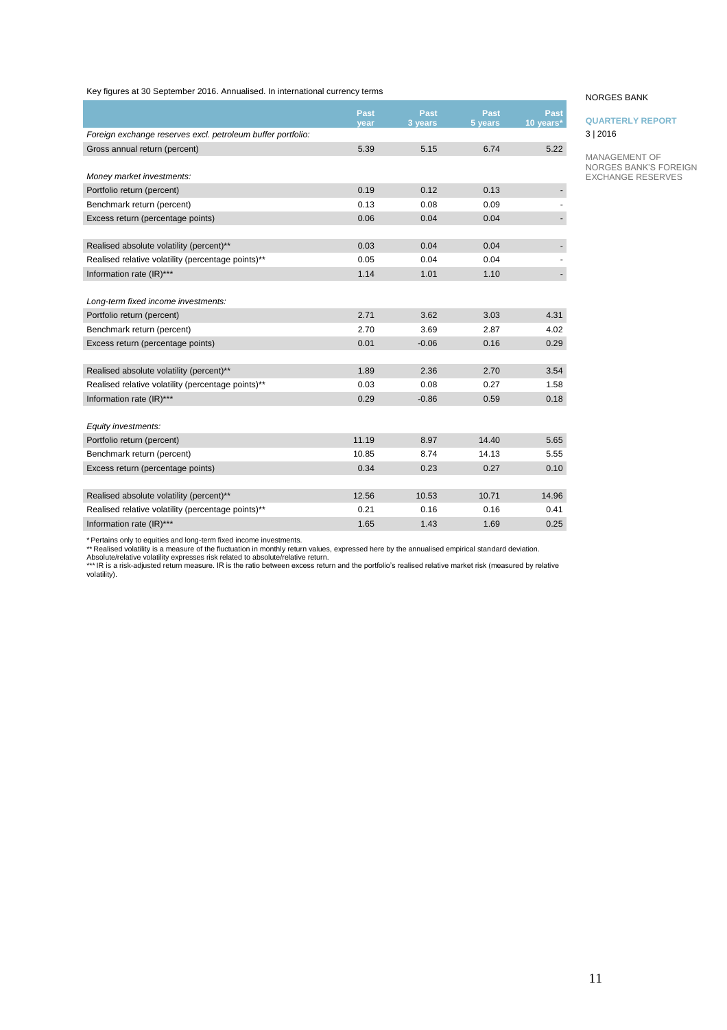Key figures at 30 September 2016. Annualised. In international currency terms

| | Past year | Past 3 years | Past 5 years | Past 10 years* |
|---|---|---|---|---|
| *Foreign exchange reserves excl. petroleum buffer portfolio:* | | | | |
| Gross annual return (percent) | 5.39 | 5.15 | 6.74 | 5.22 |
| | | | | |
| *Money market investments:* | | | | |
| Portfolio return (percent) | 0.19 | 0.12 | 0.13 | - |
| Benchmark return (percent) | 0.13 | 0.08 | 0.09 | - |
| Excess return (percentage points) | 0.06 | 0.04 | 0.04 | - |
| | | | | |
| Realised absolute volatility (percent)** | 0.03 | 0.04 | 0.04 | - |
| Realised relative volatility (percentage points)** | 0.05 | 0.04 | 0.04 | - |
| Information rate (IR)*** | 1.14 | 1.01 | 1.10 | - |
| | | | | |
| *Long-term fixed income investments:* | | | | |
| Portfolio return (percent) | 2.71 | 3.62 | 3.03 | 4.31 |
| Benchmark return (percent) | 2.70 | 3.69 | 2.87 | 4.02 |
| Excess return (percentage points) | 0.01 | -0.06 | 0.16 | 0.29 |
| | | | | |
| Realised absolute volatility (percent)** | 1.89 | 2.36 | 2.70 | 3.54 |
| Realised relative volatility (percentage points)** | 0.03 | 0.08 | 0.27 | 1.58 |
| Information rate (IR)*** | 0.29 | -0.86 | 0.59 | 0.18 |
| | | | | |
| *Equity investments:* | | | | |
| Portfolio return (percent) | 11.19 | 8.97 | 14.40 | 5.65 |
| Benchmark return (percent) | 10.85 | 8.74 | 14.13 | 5.55 |
| Excess return (percentage points) | 0.34 | 0.23 | 0.27 | 0.10 |
| | | | | |
| Realised absolute volatility (percent)** | 12.56 | 10.53 | 10.71 | 14.96 |
| Realised relative volatility (percentage points)** | 0.21 | 0.16 | 0.16 | 0.41 |
| Information rate (IR)*** | 1.65 | 1.43 | 1.69 | 0.25 |

\* Pertains only to equities and long-term fixed income investments.

** Realised volatility is a measure of the fluctuation in monthly return values, expressed here by the annualised empirical standard deviation. Absolute/relative volatility expresses risk related to absolute/relative return.

*** IR is a risk-adjusted return measure. IR is the ratio between excess return and the portfolio's realised relative market risk (measured by relative volatility).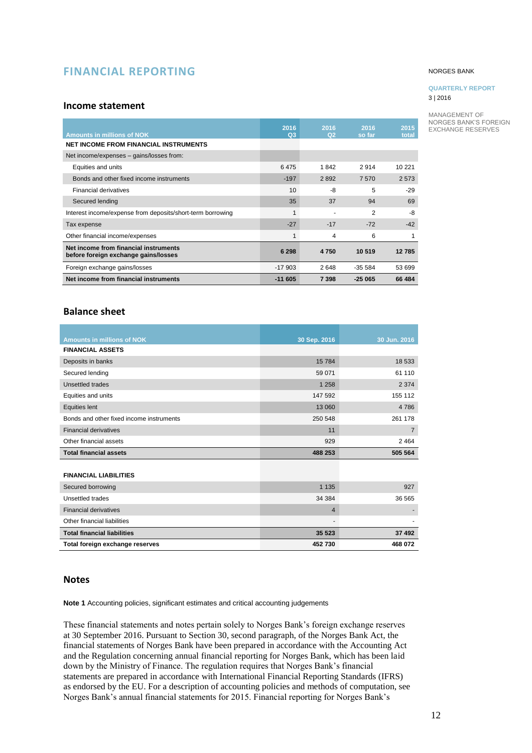# FINANCIAL REPORTING

## Income statement

| Amounts in millions of NOK | 2016 Q3 | 2016 Q2 | 2016 so far | 2015 total |
|---|---|---|---|---|
| **NET INCOME FROM FINANCIAL INSTRUMENTS** | | | | |
| Net income/expenses – gains/losses from: | | | | |
| Equities and units | 6 475 | 1 842 | 2 914 | 10 221 |
| Bonds and other fixed income instruments | -197 | 2 892 | 7 570 | 2 573 |
| Financial derivatives | 10 | -8 | 5 | -29 |
| Secured lending | 35 | 37 | 94 | 69 |
| Interest income/expense from deposits/short-term borrowing | 1 | - | 2 | -8 |
| Tax expense | -27 | -17 | -72 | -42 |
| Other financial income/expenses | 1 | 4 | 6 | 1 |
| **Net income from financial instruments before foreign exchange gains/losses** | **6 298** | **4 750** | **10 519** | **12 785** |
| Foreign exchange gains/losses | -17 903 | 2 648 | -35 584 | 53 699 |
| **Net income from financial instruments** | **-11 605** | **7 398** | **-25 065** | **66 484** |

## Balance sheet

| Amounts in millions of NOK | 30 Sep. 2016 | 30 Jun. 2016 |
|---|---|---|
| **FINANCIAL ASSETS** | | |
| Deposits in banks | 15 784 | 18 533 |
| Secured lending | 59 071 | 61 110 |
| Unsettled trades | 1 258 | 2 374 |
| Equities and units | 147 592 | 155 112 |
| Equities lent | 13 060 | 4 786 |
| Bonds and other fixed income instruments | 250 548 | 261 178 |
| Financial derivatives | 11 | 7 |
| Other financial assets | 929 | 2 464 |
| **Total financial assets** | **488 253** | **505 564** |
| | | |
| **FINANCIAL LIABILITIES** | | |
| Secured borrowing | 1 135 | 927 |
| Unsettled trades | 34 384 | 36 565 |
| Financial derivatives | 4 | - |
| Other financial liabilities | - | - |
| **Total financial liabilities** | **35 523** | **37 492** |
| **Total foreign exchange reserves** | **452 730** | **468 072** |

## Notes

**Note 1** Accounting policies, significant estimates and critical accounting judgements

These financial statements and notes pertain solely to Norges Bank's foreign exchange reserves at 30 September 2016. Pursuant to Section 30, second paragraph, of the Norges Bank Act, the financial statements of Norges Bank have been prepared in accordance with the Accounting Act and the Regulation concerning annual financial reporting for Norges Bank, which has been laid down by the Ministry of Finance. The regulation requires that Norges Bank's financial statements are prepared in accordance with International Financial Reporting Standards (IFRS) as endorsed by the EU. For a description of accounting policies and methods of computation, see Norges Bank's annual financial statements for 2015. Financial reporting for Norges Bank's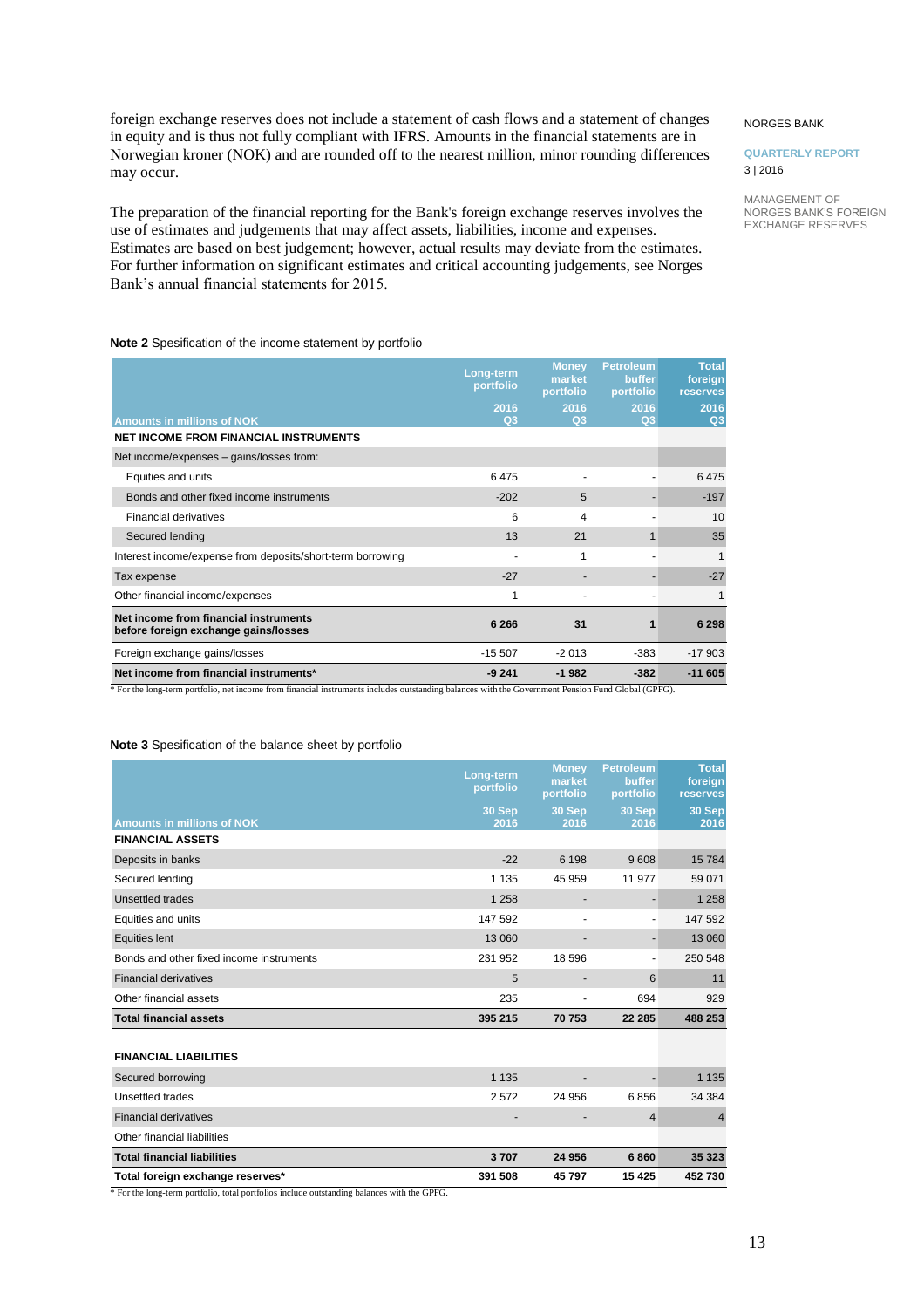foreign exchange reserves does not include a statement of cash flows and a statement of changes in equity and is thus not fully compliant with IFRS. Amounts in the financial statements are in Norwegian kroner (NOK) and are rounded off to the nearest million, minor rounding differences may occur.

The preparation of the financial reporting for the Bank's foreign exchange reserves involves the use of estimates and judgements that may affect assets, liabilities, income and expenses. Estimates are based on best judgement; however, actual results may deviate from the estimates. For further information on significant estimates and critical accounting judgements, see Norges Bank's annual financial statements for 2015.

**Note 2** Spesification of the income statement by portfolio

| Amounts in millions of NOK | Long-term portfolio 2016 Q3 | Money market portfolio 2016 Q3 | Petroleum buffer portfolio 2016 Q3 | Total foreign reserves 2016 Q3 |
|---|---|---|---|---|
| **NET INCOME FROM FINANCIAL INSTRUMENTS** | | | | |
| Net income/expenses – gains/losses from: | | | | |
| Equities and units | 6 475 | - | - | 6 475 |
| Bonds and other fixed income instruments | -202 | 5 | - | -197 |
| Financial derivatives | 6 | 4 | - | 10 |
| Secured lending | 13 | 21 | 1 | 35 |
| Interest income/expense from deposits/short-term borrowing | - | 1 | - | 1 |
| Tax expense | -27 | - | - | -27 |
| Other financial income/expenses | 1 | - | - | 1 |
| **Net income from financial instruments before foreign exchange gains/losses** | **6 266** | **31** | **1** | **6 298** |
| Foreign exchange gains/losses | -15 507 | -2 013 | -383 | -17 903 |
| **Net income from financial instruments*** | **-9 241** | **-1 982** | **-382** | **-11 605** |

* For the long-term portfolio, net income from financial instruments includes outstanding balances with the Government Pension Fund Global (GPFG).

**Note 3** Spesification of the balance sheet by portfolio

| Amounts in millions of NOK | Long-term portfolio 30 Sep 2016 | Money market portfolio 30 Sep 2016 | Petroleum buffer portfolio 30 Sep 2016 | Total foreign reserves 30 Sep 2016 |
|---|---|---|---|---|
| **FINANCIAL ASSETS** | | | | |
| Deposits in banks | -22 | 6 198 | 9 608 | 15 784 |
| Secured lending | 1 135 | 45 959 | 11 977 | 59 071 |
| Unsettled trades | 1 258 | - | - | 1 258 |
| Equities and units | 147 592 | - | - | 147 592 |
| Equities lent | 13 060 | - | - | 13 060 |
| Bonds and other fixed income instruments | 231 952 | 18 596 | - | 250 548 |
| Financial derivatives | 5 | - | 6 | 11 |
| Other financial assets | 235 | - | 694 | 929 |
| **Total financial assets** | **395 215** | **70 753** | **22 285** | **488 253** |
| | | | | |
| **FINANCIAL LIABILITIES** | | | | |
| Secured borrowing | 1 135 | - | - | 1 135 |
| Unsettled trades | 2 572 | 24 956 | 6 856 | 34 384 |
| Financial derivatives | - | - | 4 | 4 |
| Other financial liabilities | | | | |
| **Total financial liabilities** | **3 707** | **24 956** | **6 860** | **35 323** |
| **Total foreign exchange reserves*** | **391 508** | **45 797** | **15 425** | **452 730** |

* For the long-term portfolio, total portfolios include outstanding balances with the GPFG.